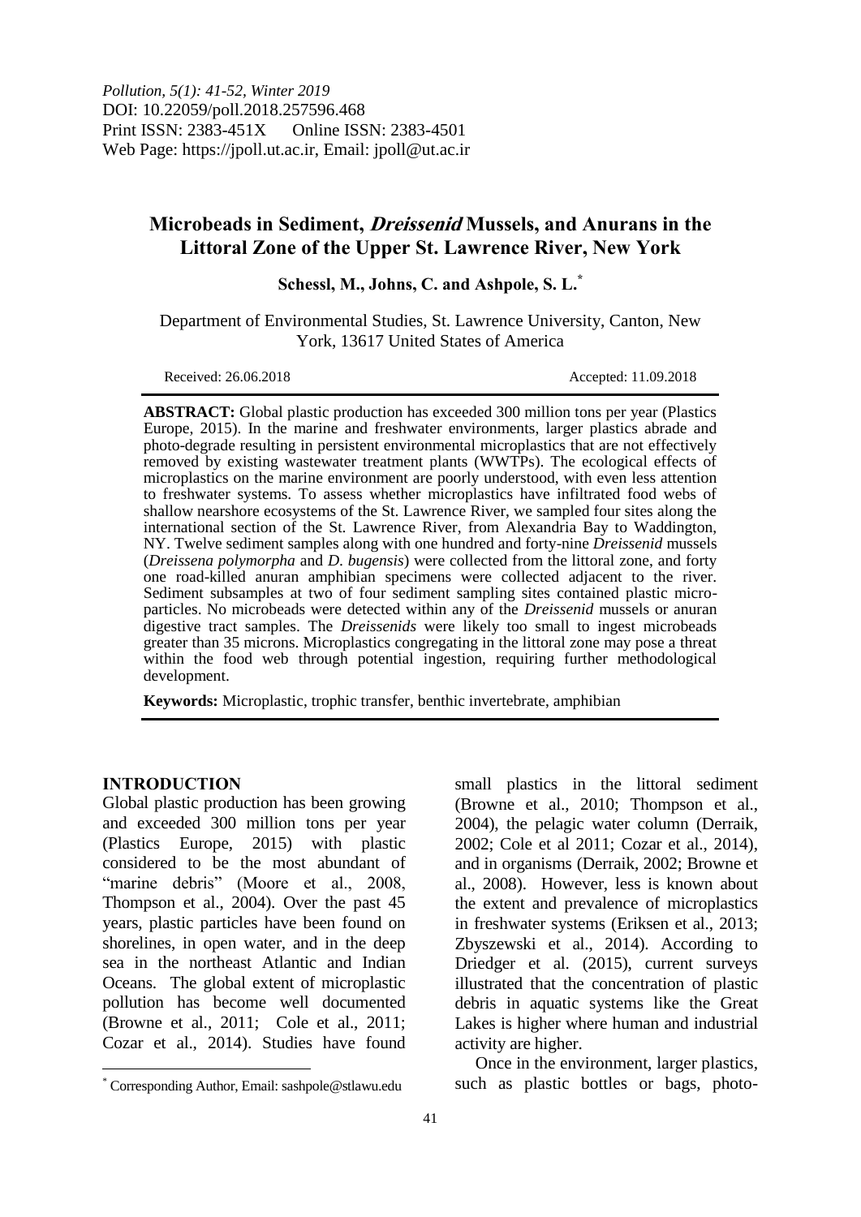*Pollution, 5(1): 41-52, Winter 2019*
DOI: 10.22059/poll.2018.257596.468
Print ISSN: 2383-451X Online ISSN: 2383-4501
Web Page: https://jpoll.ut.ac.ir, Email: jpoll@ut.ac.ir

# Microbeads in Sediment, *Dreissenid* Mussels, and Anurans in the Littoral Zone of the Upper St. Lawrence River, New York

**Schessl, M., Johns, C. and Ashpole, S. L.***

Department of Environmental Studies, St. Lawrence University, Canton, New York, 13617 United States of America

Received: 26.06.2018 Accepted: 11.09.2018

**ABSTRACT:** Global plastic production has exceeded 300 million tons per year (Plastics Europe, 2015). In the marine and freshwater environments, larger plastics abrade and photo-degrade resulting in persistent environmental microplastics that are not effectively removed by existing wastewater treatment plants (WWTPs). The ecological effects of microplastics on the marine environment are poorly understood, with even less attention to freshwater systems. To assess whether microplastics have infiltrated food webs of shallow nearshore ecosystems of the St. Lawrence River, we sampled four sites along the international section of the St. Lawrence River, from Alexandria Bay to Waddington, NY. Twelve sediment samples along with one hundred and forty-nine *Dreissenid* mussels (*Dreissena polymorpha* and *D. bugensis*) were collected from the littoral zone, and forty one road-killed anuran amphibian specimens were collected adjacent to the river. Sediment subsamples at two of four sediment sampling sites contained plastic micro-particles. No microbeads were detected within any of the *Dreissenid* mussels or anuran digestive tract samples. The *Dreissenids* were likely too small to ingest microbeads greater than 35 microns. Microplastics congregating in the littoral zone may pose a threat within the food web through potential ingestion, requiring further methodological development.

**Keywords:** Microplastic, trophic transfer, benthic invertebrate, amphibian

## INTRODUCTION

Global plastic production has been growing and exceeded 300 million tons per year (Plastics Europe, 2015) with plastic considered to be the most abundant of "marine debris" (Moore et al., 2008, Thompson et al., 2004). Over the past 45 years, plastic particles have been found on shorelines, in open water, and in the deep sea in the northeast Atlantic and Indian Oceans. The global extent of microplastic pollution has become well documented (Browne et al., 2011; Cole et al., 2011; Cozar et al., 2014). Studies have found small plastics in the littoral sediment (Browne et al., 2010; Thompson et al., 2004), the pelagic water column (Derraik, 2002; Cole et al 2011; Cozar et al., 2014), and in organisms (Derraik, 2002; Browne et al., 2008). However, less is known about the extent and prevalence of microplastics in freshwater systems (Eriksen et al., 2013; Zbyszewski et al., 2014). According to Driedger et al. (2015), current surveys illustrated that the concentration of plastic debris in aquatic systems like the Great Lakes is higher where human and industrial activity are higher.

Once in the environment, larger plastics, such as plastic bottles or bags, photo-

\* Corresponding Author, Email: sashpole@stlawu.edu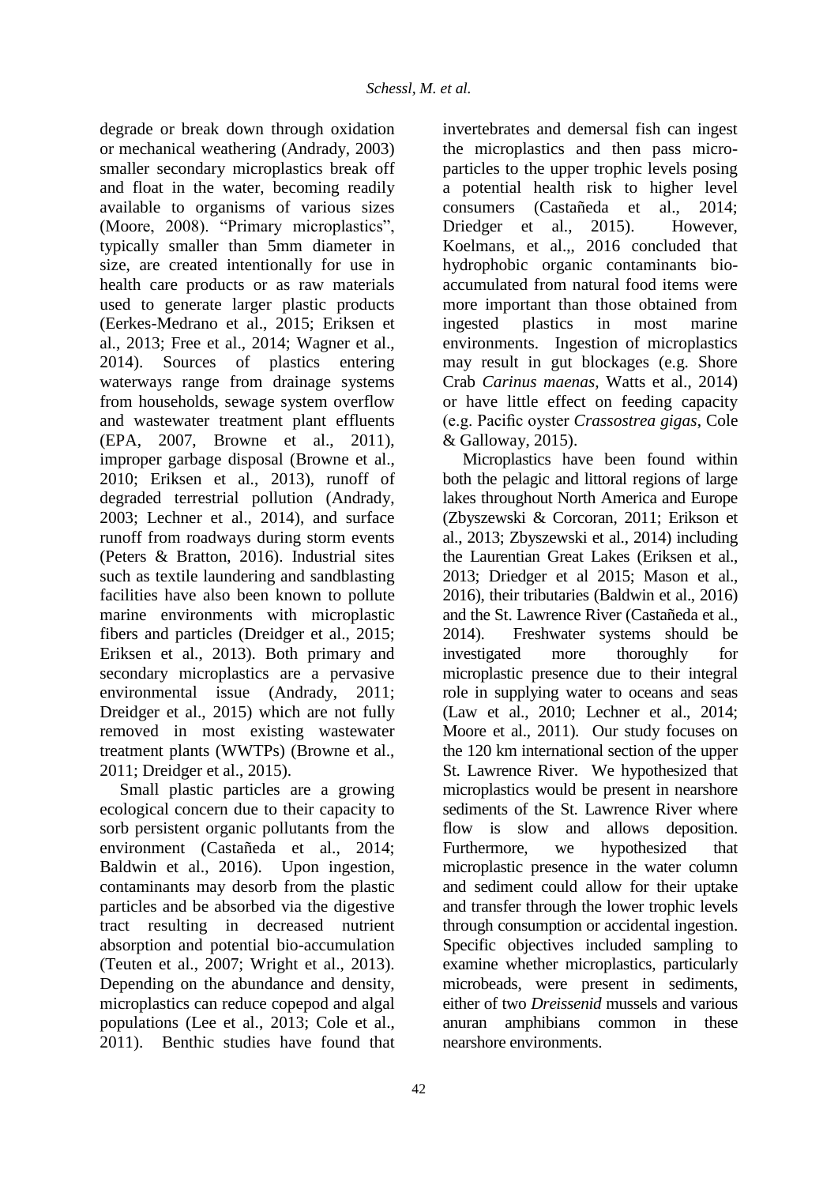degrade or break down through oxidation or mechanical weathering (Andrady, 2003) smaller secondary microplastics break off and float in the water, becoming readily available to organisms of various sizes (Moore, 2008). "Primary microplastics", typically smaller than 5mm diameter in size, are created intentionally for use in health care products or as raw materials used to generate larger plastic products (Eerkes-Medrano et al., 2015; Eriksen et al., 2013; Free et al., 2014; Wagner et al., 2014). Sources of plastics entering waterways range from drainage systems from households, sewage system overflow and wastewater treatment plant effluents (EPA, 2007, Browne et al., 2011), improper garbage disposal (Browne et al., 2010; Eriksen et al., 2013), runoff of degraded terrestrial pollution (Andrady, 2003; Lechner et al., 2014), and surface runoff from roadways during storm events (Peters & Bratton, 2016). Industrial sites such as textile laundering and sandblasting facilities have also been known to pollute marine environments with microplastic fibers and particles (Dreidger et al., 2015; Eriksen et al., 2013). Both primary and secondary microplastics are a pervasive environmental issue (Andrady, 2011; Dreidger et al., 2015) which are not fully removed in most existing wastewater treatment plants (WWTPs) (Browne et al., 2011; Dreidger et al., 2015).

Small plastic particles are a growing ecological concern due to their capacity to sorb persistent organic pollutants from the environment (Castañeda et al., 2014; Baldwin et al., 2016). Upon ingestion, contaminants may desorb from the plastic particles and be absorbed via the digestive tract resulting in decreased nutrient absorption and potential bio-accumulation (Teuten et al., 2007; Wright et al., 2013). Depending on the abundance and density, microplastics can reduce copepod and algal populations (Lee et al., 2013; Cole et al., 2011). Benthic studies have found that invertebrates and demersal fish can ingest the microplastics and then pass micro-particles to the upper trophic levels posing a potential health risk to higher level consumers (Castañeda et al., 2014; Driedger et al., 2015). However, Koelmans, et al.,, 2016 concluded that hydrophobic organic contaminants bio-accumulated from natural food items were more important than those obtained from ingested plastics in most marine environments. Ingestion of microplastics may result in gut blockages (e.g. Shore Crab *Carinus maenas*, Watts et al., 2014) or have little effect on feeding capacity (e.g. Pacific oyster *Crassostrea gigas*, Cole & Galloway, 2015).

Microplastics have been found within both the pelagic and littoral regions of large lakes throughout North America and Europe (Zbyszewski & Corcoran, 2011; Erikson et al., 2013; Zbyszewski et al., 2014) including the Laurentian Great Lakes (Eriksen et al., 2013; Driedger et al 2015; Mason et al., 2016), their tributaries (Baldwin et al., 2016) and the St. Lawrence River (Castañeda et al., 2014). Freshwater systems should be investigated more thoroughly for microplastic presence due to their integral role in supplying water to oceans and seas (Law et al., 2010; Lechner et al., 2014; Moore et al., 2011). Our study focuses on the 120 km international section of the upper St. Lawrence River. We hypothesized that microplastics would be present in nearshore sediments of the St. Lawrence River where flow is slow and allows deposition. Furthermore, we hypothesized that microplastic presence in the water column and sediment could allow for their uptake and transfer through the lower trophic levels through consumption or accidental ingestion. Specific objectives included sampling to examine whether microplastics, particularly microbeads, were present in sediments, either of two *Dreissenid* mussels and various anuran amphibians common in these nearshore environments.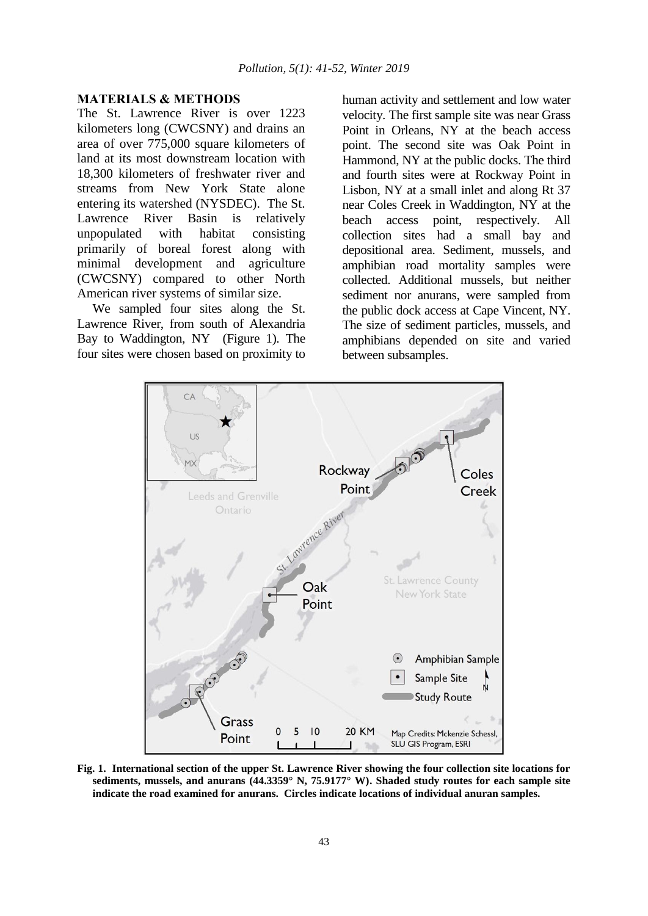## MATERIALS & METHODS

The St. Lawrence River is over 1223 kilometers long (CWCSNY) and drains an area of over 775,000 square kilometers of land at its most downstream location with 18,300 kilometers of freshwater river and streams from New York State alone entering its watershed (NYSDEC). The St. Lawrence River Basin is relatively unpopulated with habitat consisting primarily of boreal forest along with minimal development and agriculture (CWCSNY) compared to other North American river systems of similar size.

We sampled four sites along the St. Lawrence River, from south of Alexandria Bay to Waddington, NY (Figure 1). The four sites were chosen based on proximity to human activity and settlement and low water velocity. The first sample site was near Grass Point in Orleans, NY at the beach access point. The second site was Oak Point in Hammond, NY at the public docks. The third and fourth sites were at Rockway Point in Lisbon, NY at a small inlet and along Rt 37 near Coles Creek in Waddington, NY at the beach access point, respectively. All collection sites had a small bay and depositional area. Sediment, mussels, and amphibian road mortality samples were collected. Additional mussels, but neither sediment nor anurans, were sampled from the public dock access at Cape Vincent, NY. The size of sediment particles, mussels, and amphibians depended on site and varied between subsamples.

**Fig. 1. International section of the upper St. Lawrence River showing the four collection site locations for sediments, mussels, and anurans (44.3359° N, 75.9177° W). Shaded study routes for each sample site indicate the road examined for anurans. Circles indicate locations of individual anuran samples.**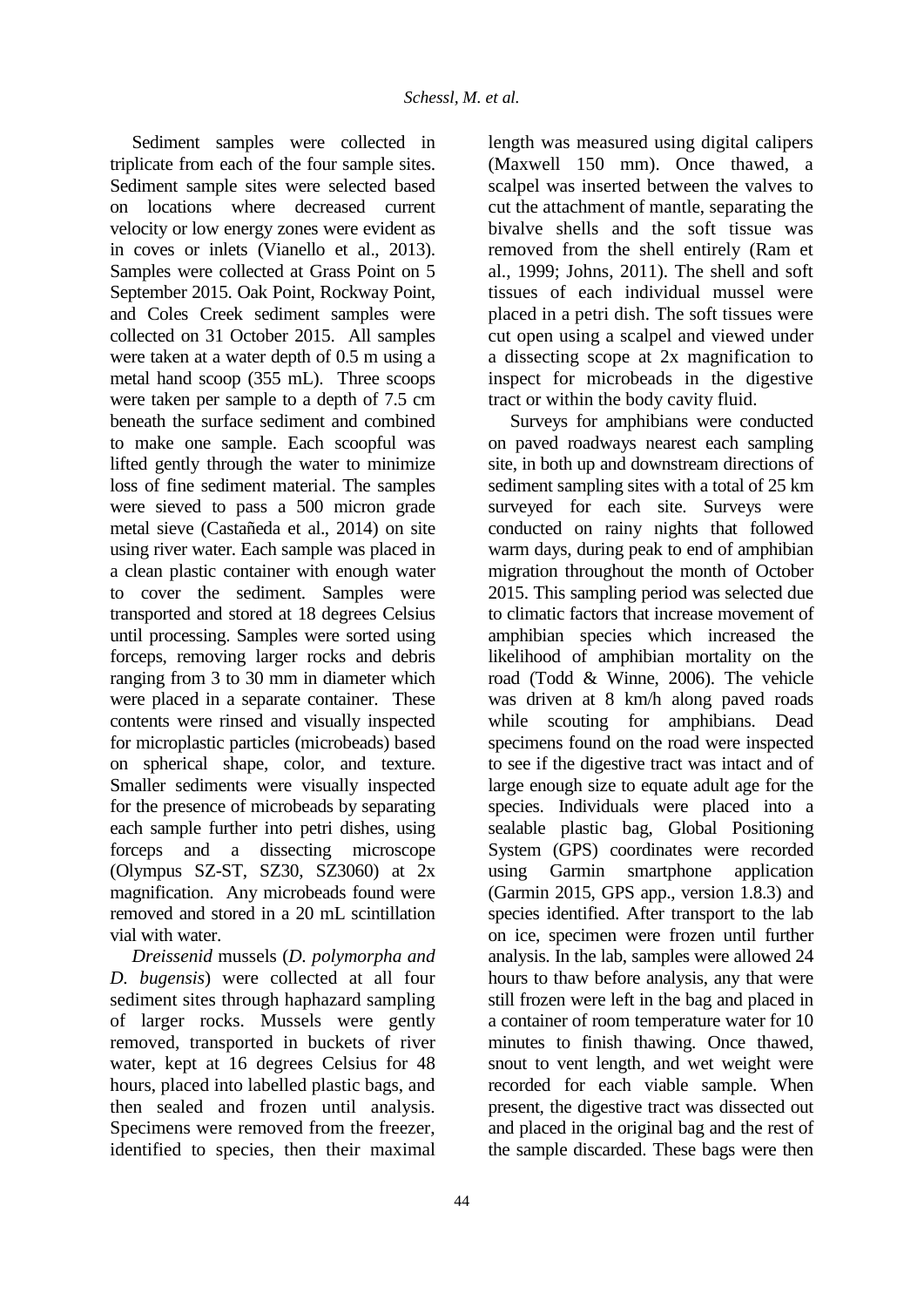Sediment samples were collected in triplicate from each of the four sample sites. Sediment sample sites were selected based on locations where decreased current velocity or low energy zones were evident as in coves or inlets (Vianello et al., 2013). Samples were collected at Grass Point on 5 September 2015. Oak Point, Rockway Point, and Coles Creek sediment samples were collected on 31 October 2015. All samples were taken at a water depth of 0.5 m using a metal hand scoop (355 mL). Three scoops were taken per sample to a depth of 7.5 cm beneath the surface sediment and combined to make one sample. Each scoopful was lifted gently through the water to minimize loss of fine sediment material. The samples were sieved to pass a 500 micron grade metal sieve (Castañeda et al., 2014) on site using river water. Each sample was placed in a clean plastic container with enough water to cover the sediment. Samples were transported and stored at 18 degrees Celsius until processing. Samples were sorted using forceps, removing larger rocks and debris ranging from 3 to 30 mm in diameter which were placed in a separate container. These contents were rinsed and visually inspected for microplastic particles (microbeads) based on spherical shape, color, and texture. Smaller sediments were visually inspected for the presence of microbeads by separating each sample further into petri dishes, using forceps and a dissecting microscope (Olympus SZ-ST, SZ30, SZ3060) at 2x magnification. Any microbeads found were removed and stored in a 20 mL scintillation vial with water.

*Dreissenid* mussels (*D. polymorpha and D. bugensis*) were collected at all four sediment sites through haphazard sampling of larger rocks. Mussels were gently removed, transported in buckets of river water, kept at 16 degrees Celsius for 48 hours, placed into labelled plastic bags, and then sealed and frozen until analysis. Specimens were removed from the freezer, identified to species, then their maximal length was measured using digital calipers (Maxwell 150 mm). Once thawed, a scalpel was inserted between the valves to cut the attachment of mantle, separating the bivalve shells and the soft tissue was removed from the shell entirely (Ram et al., 1999; Johns, 2011). The shell and soft tissues of each individual mussel were placed in a petri dish. The soft tissues were cut open using a scalpel and viewed under a dissecting scope at 2x magnification to inspect for microbeads in the digestive tract or within the body cavity fluid.

Surveys for amphibians were conducted on paved roadways nearest each sampling site, in both up and downstream directions of sediment sampling sites with a total of 25 km surveyed for each site. Surveys were conducted on rainy nights that followed warm days, during peak to end of amphibian migration throughout the month of October 2015. This sampling period was selected due to climatic factors that increase movement of amphibian species which increased the likelihood of amphibian mortality on the road (Todd & Winne, 2006). The vehicle was driven at 8 km/h along paved roads while scouting for amphibians. Dead specimens found on the road were inspected to see if the digestive tract was intact and of large enough size to equate adult age for the species. Individuals were placed into a sealable plastic bag, Global Positioning System (GPS) coordinates were recorded using Garmin smartphone application (Garmin 2015, GPS app., version 1.8.3) and species identified. After transport to the lab on ice, specimen were frozen until further analysis. In the lab, samples were allowed 24 hours to thaw before analysis, any that were still frozen were left in the bag and placed in a container of room temperature water for 10 minutes to finish thawing. Once thawed, snout to vent length, and wet weight were recorded for each viable sample. When present, the digestive tract was dissected out and placed in the original bag and the rest of the sample discarded. These bags were then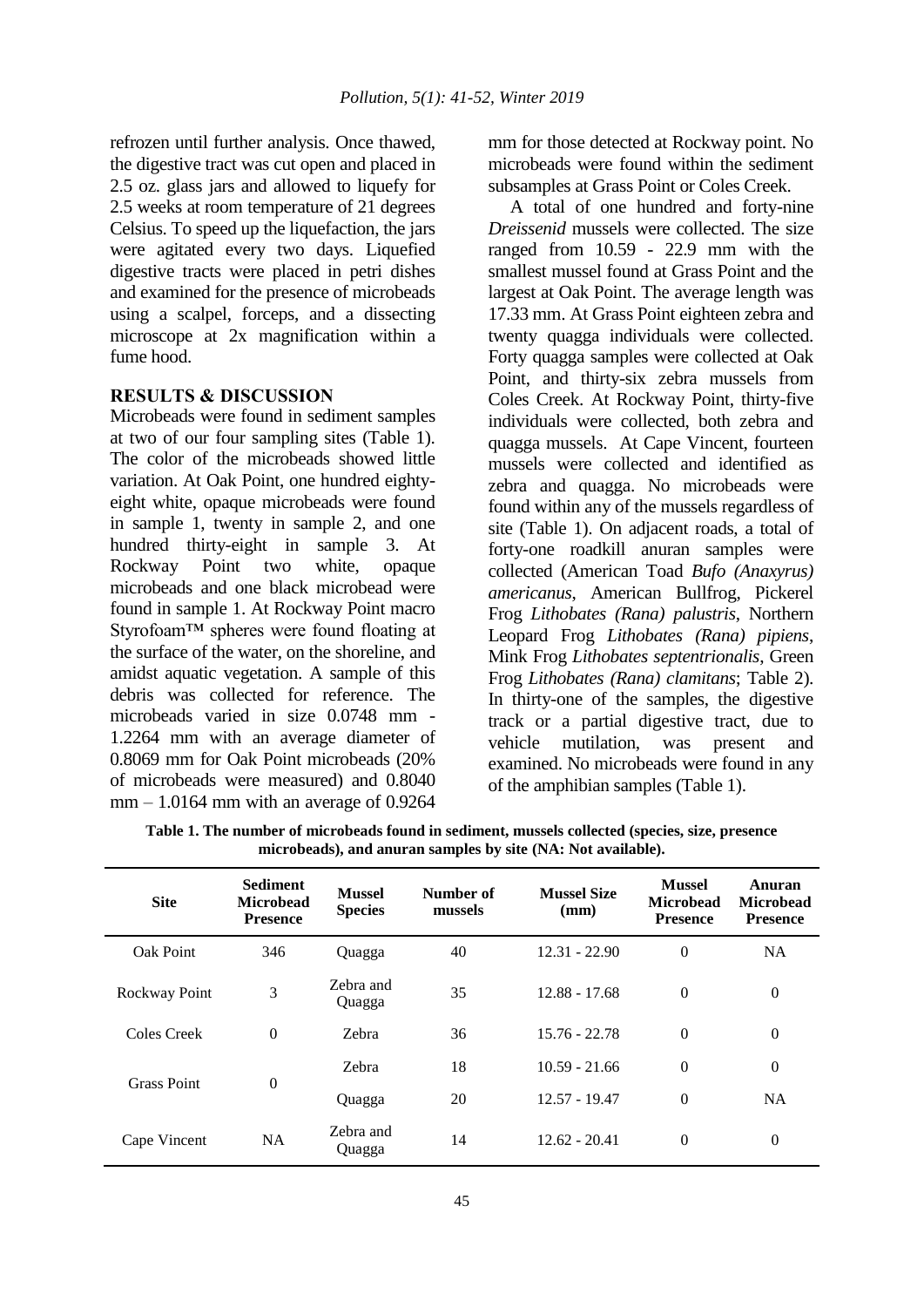refrozen until further analysis. Once thawed, the digestive tract was cut open and placed in 2.5 oz. glass jars and allowed to liquefy for 2.5 weeks at room temperature of 21 degrees Celsius. To speed up the liquefaction, the jars were agitated every two days. Liquefied digestive tracts were placed in petri dishes and examined for the presence of microbeads using a scalpel, forceps, and a dissecting microscope at 2x magnification within a fume hood.

## RESULTS & DISCUSSION

Microbeads were found in sediment samples at two of our four sampling sites (Table 1). The color of the microbeads showed little variation. At Oak Point, one hundred eighty-eight white, opaque microbeads were found in sample 1, twenty in sample 2, and one hundred thirty-eight in sample 3. At Rockway Point two white, opaque microbeads and one black microbead were found in sample 1. At Rockway Point macro Styrofoam™ spheres were found floating at the surface of the water, on the shoreline, and amidst aquatic vegetation. A sample of this debris was collected for reference. The microbeads varied in size 0.0748 mm - 1.2264 mm with an average diameter of 0.8069 mm for Oak Point microbeads (20% of microbeads were measured) and 0.8040 mm – 1.0164 mm with an average of 0.9264 mm for those detected at Rockway point. No microbeads were found within the sediment subsamples at Grass Point or Coles Creek.

A total of one hundred and forty-nine *Dreissenid* mussels were collected. The size ranged from 10.59 - 22.9 mm with the smallest mussel found at Grass Point and the largest at Oak Point. The average length was 17.33 mm. At Grass Point eighteen zebra and twenty quagga individuals were collected. Forty quagga samples were collected at Oak Point, and thirty-six zebra mussels from Coles Creek. At Rockway Point, thirty-five individuals were collected, both zebra and quagga mussels. At Cape Vincent, fourteen mussels were collected and identified as zebra and quagga. No microbeads were found within any of the mussels regardless of site (Table 1). On adjacent roads, a total of forty-one roadkill anuran samples were collected (American Toad *Bufo (Anaxyrus) americanus*, American Bullfrog, Pickerel Frog *Lithobates (Rana) palustris*, Northern Leopard Frog *Lithobates (Rana) pipiens*, Mink Frog *Lithobates septentrionalis*, Green Frog *Lithobates (Rana) clamitans*; Table 2). In thirty-one of the samples, the digestive track or a partial digestive tract, due to vehicle mutilation, was present and examined. No microbeads were found in any of the amphibian samples (Table 1).

**Table 1. The number of microbeads found in sediment, mussels collected (species, size, presence microbeads), and anuran samples by site (NA: Not available).**

| Site | Sediment Microbead Presence | Mussel Species | Number of mussels | Mussel Size (mm) | Mussel Microbead Presence | Anuran Microbead Presence |
|---|---|---|---|---|---|---|
| Oak Point | 346 | Quagga | 40 | 12.31 - 22.90 | 0 | NA |
| Rockway Point | 3 | Zebra and Quagga | 35 | 12.88 - 17.68 | 0 | 0 |
| Coles Creek | 0 | Zebra | 36 | 15.76 - 22.78 | 0 | 0 |
| Grass Point | 0 | Zebra | 18 | 10.59 - 21.66 | 0 | 0 |
| | | Quagga | 20 | 12.57 - 19.47 | 0 | NA |
| Cape Vincent | NA | Zebra and Quagga | 14 | 12.62 - 20.41 | 0 | 0 |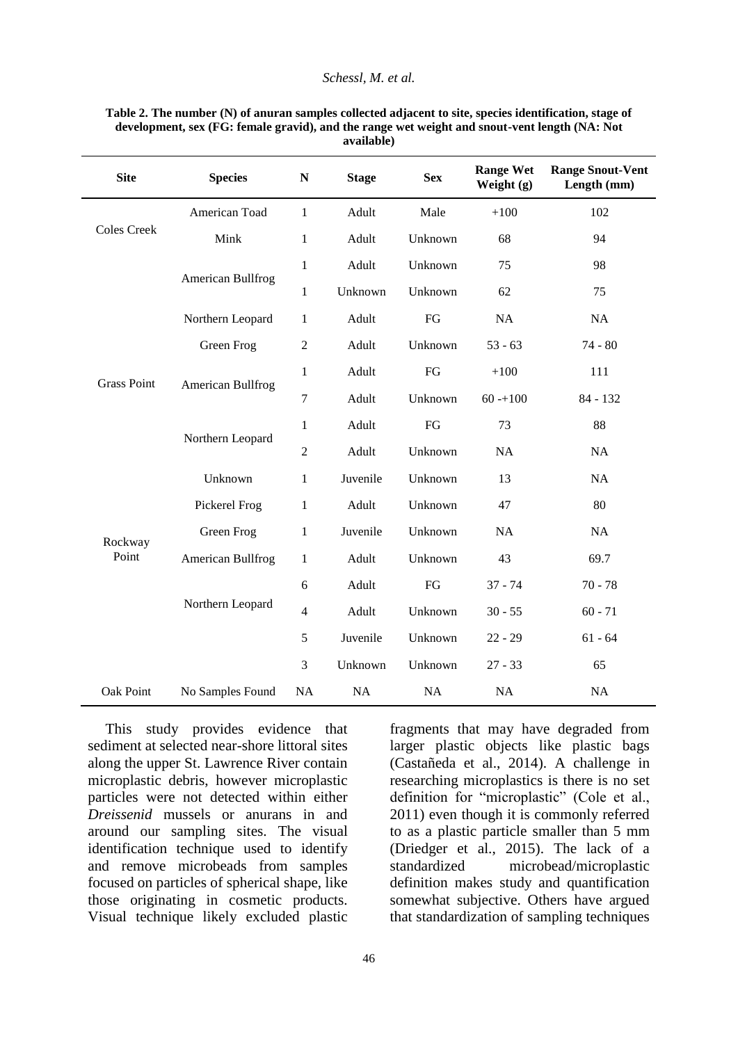**Table 2. The number (N) of anuran samples collected adjacent to site, species identification, stage of development, sex (FG: female gravid), and the range wet weight and snout-vent length (NA: Not available)**

| Site | Species | N | Stage | Sex | Range Wet Weight (g) | Range Snout-Vent Length (mm) |
|---|---|---|---|---|---|---|
| Coles Creek | American Toad | 1 | Adult | Male | +100 | 102 |
| | Mink | 1 | Adult | Unknown | 68 | 94 |
| Grass Point | American Bullfrog | 1 | Adult | Unknown | 75 | 98 |
| | | 1 | Unknown | Unknown | 62 | 75 |
| | Northern Leopard | 1 | Adult | FG | NA | NA |
| | Green Frog | 2 | Adult | Unknown | 53 - 63 | 74 - 80 |
| | American Bullfrog | 1 | Adult | FG | +100 | 111 |
| | | 7 | Adult | Unknown | 60 -+100 | 84 - 132 |
| | Northern Leopard | 1 | Adult | FG | 73 | 88 |
| | | 2 | Adult | Unknown | NA | NA |
| Rockway Point | Unknown | 1 | Juvenile | Unknown | 13 | NA |
| | Pickerel Frog | 1 | Adult | Unknown | 47 | 80 |
| | Green Frog | 1 | Juvenile | Unknown | NA | NA |
| | American Bullfrog | 1 | Adult | Unknown | 43 | 69.7 |
| | Northern Leopard | 6 | Adult | FG | 37 - 74 | 70 - 78 |
| | | 4 | Adult | Unknown | 30 - 55 | 60 - 71 |
| | | 5 | Juvenile | Unknown | 22 - 29 | 61 - 64 |
| | | 3 | Unknown | Unknown | 27 - 33 | 65 |
| Oak Point | No Samples Found | NA | NA | NA | NA | NA |

This study provides evidence that sediment at selected near-shore littoral sites along the upper St. Lawrence River contain microplastic debris, however microplastic particles were not detected within either *Dreissenid* mussels or anurans in and around our sampling sites. The visual identification technique used to identify and remove microbeads from samples focused on particles of spherical shape, like those originating in cosmetic products. Visual technique likely excluded plastic fragments that may have degraded from larger plastic objects like plastic bags (Castañeda et al., 2014). A challenge in researching microplastics is there is no set definition for "microplastic" (Cole et al., 2011) even though it is commonly referred to as a plastic particle smaller than 5 mm (Driedger et al., 2015). The lack of a standardized microbead/microplastic definition makes study and quantification somewhat subjective. Others have argued that standardization of sampling techniques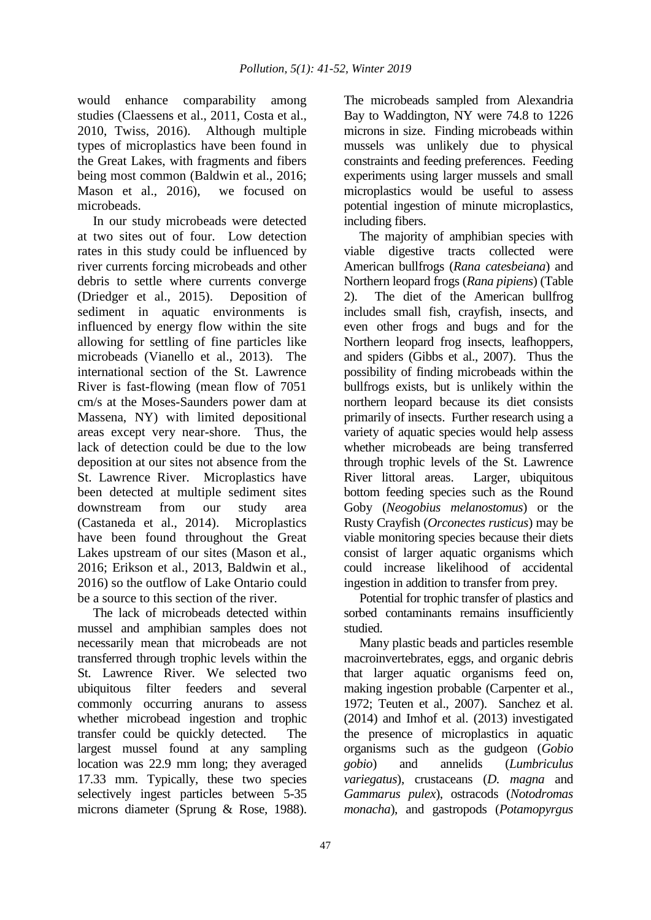would enhance comparability among studies (Claessens et al., 2011, Costa et al., 2010, Twiss, 2016). Although multiple types of microplastics have been found in the Great Lakes, with fragments and fibers being most common (Baldwin et al., 2016; Mason et al., 2016), we focused on microbeads.

In our study microbeads were detected at two sites out of four. Low detection rates in this study could be influenced by river currents forcing microbeads and other debris to settle where currents converge (Driedger et al., 2015). Deposition of sediment in aquatic environments is influenced by energy flow within the site allowing for settling of fine particles like microbeads (Vianello et al., 2013). The international section of the St. Lawrence River is fast-flowing (mean flow of 7051 cm/s at the Moses-Saunders power dam at Massena, NY) with limited depositional areas except very near-shore. Thus, the lack of detection could be due to the low deposition at our sites not absence from the St. Lawrence River. Microplastics have been detected at multiple sediment sites downstream from our study area (Castaneda et al., 2014). Microplastics have been found throughout the Great Lakes upstream of our sites (Mason et al., 2016; Erikson et al., 2013, Baldwin et al., 2016) so the outflow of Lake Ontario could be a source to this section of the river.

The lack of microbeads detected within mussel and amphibian samples does not necessarily mean that microbeads are not transferred through trophic levels within the St. Lawrence River. We selected two ubiquitous filter feeders and several commonly occurring anurans to assess whether microbead ingestion and trophic transfer could be quickly detected. The largest mussel found at any sampling location was 22.9 mm long; they averaged 17.33 mm. Typically, these two species selectively ingest particles between 5-35 microns diameter (Sprung & Rose, 1988). The microbeads sampled from Alexandria Bay to Waddington, NY were 74.8 to 1226 microns in size. Finding microbeads within mussels was unlikely due to physical constraints and feeding preferences. Feeding experiments using larger mussels and small microplastics would be useful to assess potential ingestion of minute microplastics, including fibers.

The majority of amphibian species with viable digestive tracts collected were American bullfrogs (*Rana catesbeiana*) and Northern leopard frogs (*Rana pipiens*) (Table 2). The diet of the American bullfrog includes small fish, crayfish, insects, and even other frogs and bugs and for the Northern leopard frog insects, leafhoppers, and spiders (Gibbs et al., 2007). Thus the possibility of finding microbeads within the bullfrogs exists, but is unlikely within the northern leopard because its diet consists primarily of insects. Further research using a variety of aquatic species would help assess whether microbeads are being transferred through trophic levels of the St. Lawrence River littoral areas. Larger, ubiquitous bottom feeding species such as the Round Goby (*Neogobius melanostomus*) or the Rusty Crayfish (*Orconectes rusticus*) may be viable monitoring species because their diets consist of larger aquatic organisms which could increase likelihood of accidental ingestion in addition to transfer from prey.

Potential for trophic transfer of plastics and sorbed contaminants remains insufficiently studied.

Many plastic beads and particles resemble macroinvertebrates, eggs, and organic debris that larger aquatic organisms feed on, making ingestion probable (Carpenter et al., 1972; Teuten et al., 2007). Sanchez et al. (2014) and Imhof et al. (2013) investigated the presence of microplastics in aquatic organisms such as the gudgeon (*Gobio gobio*) and annelids (*Lumbriculus variegatus*), crustaceans (*D. magna* and *Gammarus pulex*), ostracods (*Notodromas monacha*), and gastropods (*Potamopyrgus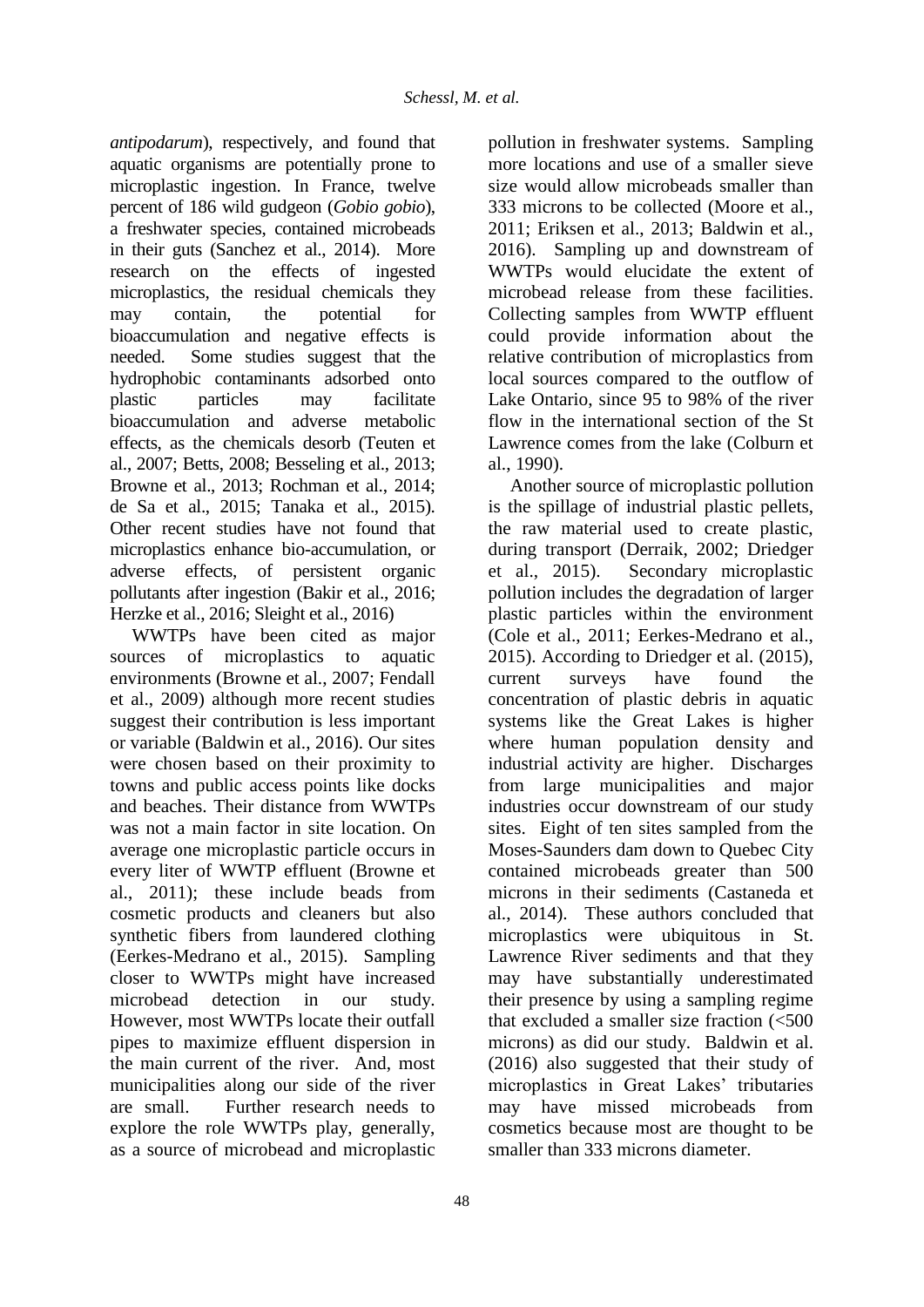*antipodarum*), respectively, and found that aquatic organisms are potentially prone to microplastic ingestion. In France, twelve percent of 186 wild gudgeon (*Gobio gobio*), a freshwater species, contained microbeads in their guts (Sanchez et al., 2014). More research on the effects of ingested microplastics, the residual chemicals they may contain, the potential for bioaccumulation and negative effects is needed. Some studies suggest that the hydrophobic contaminants adsorbed onto plastic particles may facilitate bioaccumulation and adverse metabolic effects, as the chemicals desorb (Teuten et al., 2007; Betts, 2008; Besseling et al., 2013; Browne et al., 2013; Rochman et al., 2014; de Sa et al., 2015; Tanaka et al., 2015). Other recent studies have not found that microplastics enhance bio-accumulation, or adverse effects, of persistent organic pollutants after ingestion (Bakir et al., 2016; Herzke et al., 2016; Sleight et al., 2016)

WWTPs have been cited as major sources of microplastics to aquatic environments (Browne et al., 2007; Fendall et al., 2009) although more recent studies suggest their contribution is less important or variable (Baldwin et al., 2016). Our sites were chosen based on their proximity to towns and public access points like docks and beaches. Their distance from WWTPs was not a main factor in site location. On average one microplastic particle occurs in every liter of WWTP effluent (Browne et al., 2011); these include beads from cosmetic products and cleaners but also synthetic fibers from laundered clothing (Eerkes-Medrano et al., 2015). Sampling closer to WWTPs might have increased microbead detection in our study. However, most WWTPs locate their outfall pipes to maximize effluent dispersion in the main current of the river. And, most municipalities along our side of the river are small. Further research needs to explore the role WWTPs play, generally, as a source of microbead and microplastic pollution in freshwater systems. Sampling more locations and use of a smaller sieve size would allow microbeads smaller than 333 microns to be collected (Moore et al., 2011; Eriksen et al., 2013; Baldwin et al., 2016). Sampling up and downstream of WWTPs would elucidate the extent of microbead release from these facilities. Collecting samples from WWTP effluent could provide information about the relative contribution of microplastics from local sources compared to the outflow of Lake Ontario, since 95 to 98% of the river flow in the international section of the St Lawrence comes from the lake (Colburn et al., 1990).

Another source of microplastic pollution is the spillage of industrial plastic pellets, the raw material used to create plastic, during transport (Derraik, 2002; Driedger et al., 2015). Secondary microplastic pollution includes the degradation of larger plastic particles within the environment (Cole et al., 2011; Eerkes-Medrano et al., 2015). According to Driedger et al. (2015), current surveys have found the concentration of plastic debris in aquatic systems like the Great Lakes is higher where human population density and industrial activity are higher. Discharges from large municipalities and major industries occur downstream of our study sites. Eight of ten sites sampled from the Moses-Saunders dam down to Quebec City contained microbeads greater than 500 microns in their sediments (Castaneda et al., 2014). These authors concluded that microplastics were ubiquitous in St. Lawrence River sediments and that they may have substantially underestimated their presence by using a sampling regime that excluded a smaller size fraction (<500 microns) as did our study. Baldwin et al. (2016) also suggested that their study of microplastics in Great Lakes' tributaries may have missed microbeads from cosmetics because most are thought to be smaller than 333 microns diameter.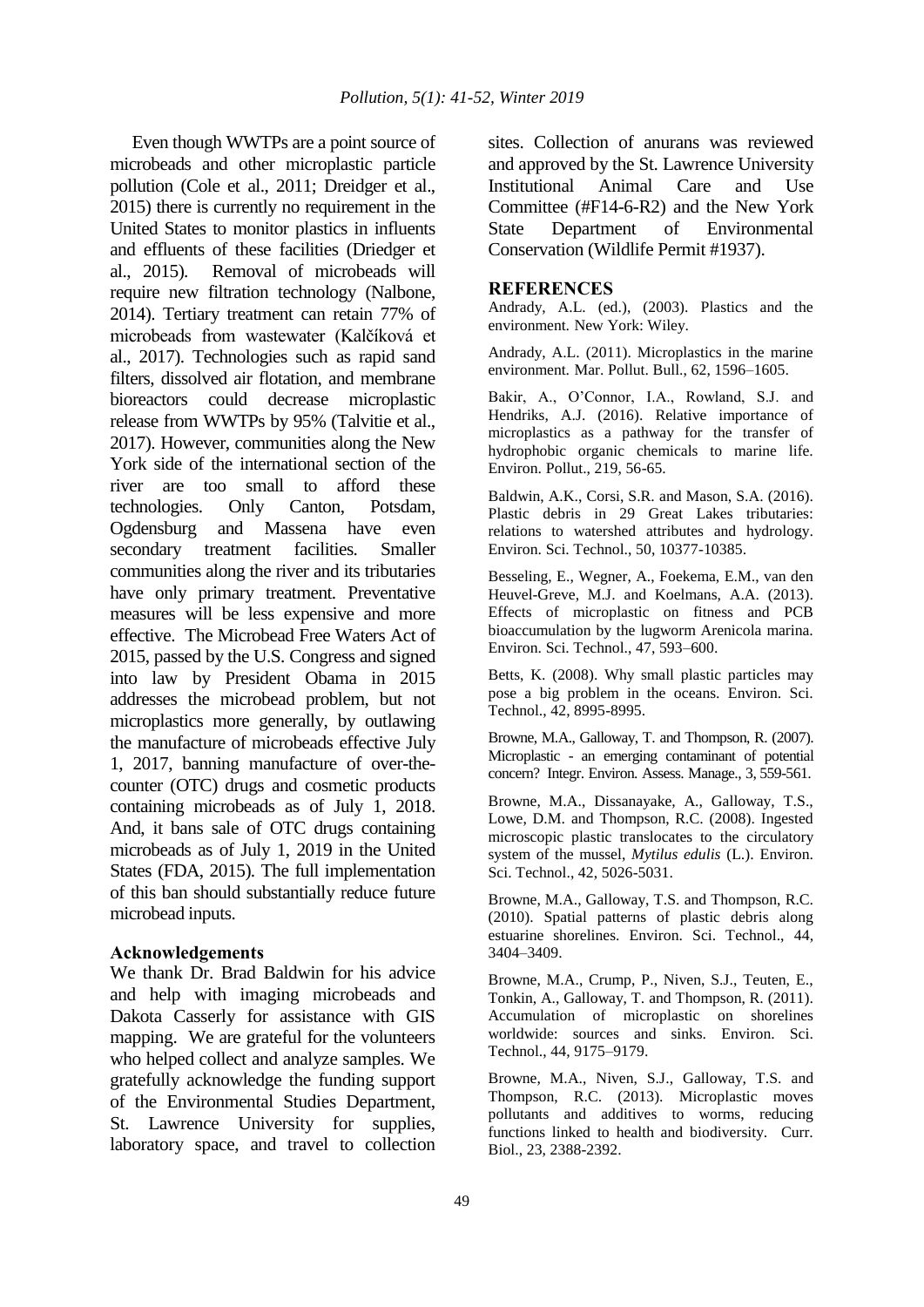Even though WWTPs are a point source of microbeads and other microplastic particle pollution (Cole et al., 2011; Dreidger et al., 2015) there is currently no requirement in the United States to monitor plastics in influents and effluents of these facilities (Driedger et al., 2015). Removal of microbeads will require new filtration technology (Nalbone, 2014). Tertiary treatment can retain 77% of microbeads from wastewater (Kalčíková et al., 2017). Technologies such as rapid sand filters, dissolved air flotation, and membrane bioreactors could decrease microplastic release from WWTPs by 95% (Talvitie et al., 2017). However, communities along the New York side of the international section of the river are too small to afford these technologies. Only Canton, Potsdam, Ogdensburg and Massena have even secondary treatment facilities. Smaller communities along the river and its tributaries have only primary treatment. Preventative measures will be less expensive and more effective. The Microbead Free Waters Act of 2015, passed by the U.S. Congress and signed into law by President Obama in 2015 addresses the microbead problem, but not microplastics more generally, by outlawing the manufacture of microbeads effective July 1, 2017, banning manufacture of over-the-counter (OTC) drugs and cosmetic products containing microbeads as of July 1, 2018. And, it bans sale of OTC drugs containing microbeads as of July 1, 2019 in the United States (FDA, 2015). The full implementation of this ban should substantially reduce future microbead inputs.

### Acknowledgements

We thank Dr. Brad Baldwin for his advice and help with imaging microbeads and Dakota Casserly for assistance with GIS mapping. We are grateful for the volunteers who helped collect and analyze samples. We gratefully acknowledge the funding support of the Environmental Studies Department, St. Lawrence University for supplies, laboratory space, and travel to collection sites. Collection of anurans was reviewed and approved by the St. Lawrence University Institutional Animal Care and Use Committee (#F14-6-R2) and the New York State Department of Environmental Conservation (Wildlife Permit #1937).

## REFERENCES

Andrady, A.L. (ed.), (2003). Plastics and the environment. New York: Wiley.

Andrady, A.L. (2011). Microplastics in the marine environment. Mar. Pollut. Bull., 62, 1596–1605.

Bakir, A., O'Connor, I.A., Rowland, S.J. and Hendriks, A.J. (2016). Relative importance of microplastics as a pathway for the transfer of hydrophobic organic chemicals to marine life. Environ. Pollut., 219, 56-65.

Baldwin, A.K., Corsi, S.R. and Mason, S.A. (2016). Plastic debris in 29 Great Lakes tributaries: relations to watershed attributes and hydrology. Environ. Sci. Technol., 50, 10377-10385.

Besseling, E., Wegner, A., Foekema, E.M., van den Heuvel-Greve, M.J. and Koelmans, A.A. (2013). Effects of microplastic on fitness and PCB bioaccumulation by the lugworm Arenicola marina. Environ. Sci. Technol., 47, 593–600.

Betts, K. (2008). Why small plastic particles may pose a big problem in the oceans. Environ. Sci. Technol., 42, 8995-8995.

Browne, M.A., Galloway, T. and Thompson, R. (2007). Microplastic - an emerging contaminant of potential concern? Integr. Environ. Assess. Manage., 3, 559-561.

Browne, M.A., Dissanayake, A., Galloway, T.S., Lowe, D.M. and Thompson, R.C. (2008). Ingested microscopic plastic translocates to the circulatory system of the mussel, *Mytilus edulis* (L.). Environ. Sci. Technol., 42, 5026-5031.

Browne, M.A., Galloway, T.S. and Thompson, R.C. (2010). Spatial patterns of plastic debris along estuarine shorelines. Environ. Sci. Technol., 44, 3404–3409.

Browne, M.A., Crump, P., Niven, S.J., Teuten, E., Tonkin, A., Galloway, T. and Thompson, R. (2011). Accumulation of microplastic on shorelines worldwide: sources and sinks. Environ. Sci. Technol., 44, 9175–9179.

Browne, M.A., Niven, S.J., Galloway, T.S. and Thompson, R.C. (2013). Microplastic moves pollutants and additives to worms, reducing functions linked to health and biodiversity. Curr. Biol., 23, 2388-2392.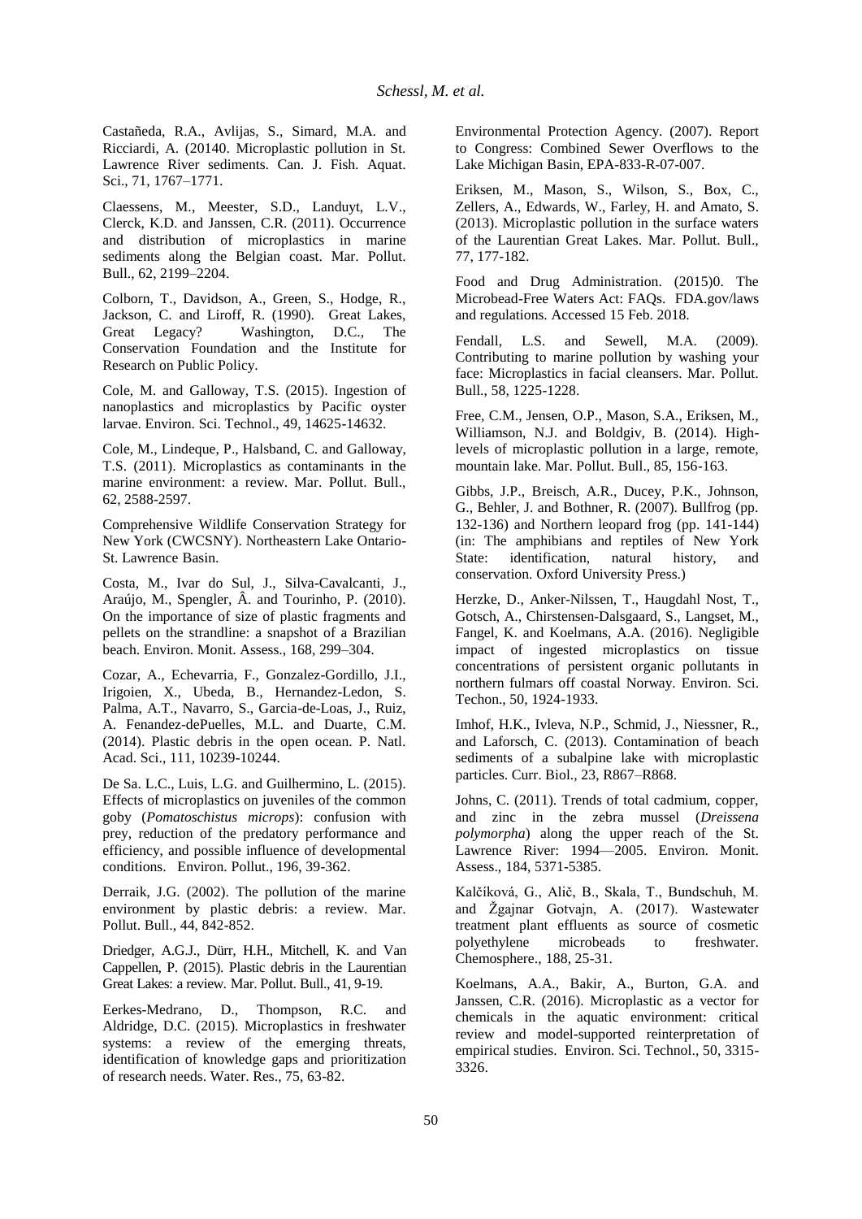Castañeda, R.A., Avlijas, S., Simard, M.A. and Ricciardi, A. (20140. Microplastic pollution in St. Lawrence River sediments. Can. J. Fish. Aquat. Sci., 71, 1767–1771.

Claessens, M., Meester, S.D., Landuyt, L.V., Clerck, K.D. and Janssen, C.R. (2011). Occurrence and distribution of microplastics in marine sediments along the Belgian coast. Mar. Pollut. Bull., 62, 2199–2204.

Colborn, T., Davidson, A., Green, S., Hodge, R., Jackson, C. and Liroff, R. (1990). Great Lakes, Great Legacy? Washington, D.C., The Conservation Foundation and the Institute for Research on Public Policy.

Cole, M. and Galloway, T.S. (2015). Ingestion of nanoplastics and microplastics by Pacific oyster larvae. Environ. Sci. Technol., 49, 14625-14632.

Cole, M., Lindeque, P., Halsband, C. and Galloway, T.S. (2011). Microplastics as contaminants in the marine environment: a review. Mar. Pollut. Bull., 62, 2588-2597.

Comprehensive Wildlife Conservation Strategy for New York (CWCSNY). Northeastern Lake Ontario-St. Lawrence Basin.

Costa, M., Ivar do Sul, J., Silva-Cavalcanti, J., Araújo, M., Spengler, Â. and Tourinho, P. (2010). On the importance of size of plastic fragments and pellets on the strandline: a snapshot of a Brazilian beach. Environ. Monit. Assess., 168, 299–304.

Cozar, A., Echevarria, F., Gonzalez-Gordillo, J.I., Irigoien, X., Ubeda, B., Hernandez-Ledon, S. Palma, A.T., Navarro, S., Garcia-de-Loas, J., Ruiz, A. Fenandez-dePuelles, M.L. and Duarte, C.M. (2014). Plastic debris in the open ocean. P. Natl. Acad. Sci., 111, 10239-10244.

De Sa. L.C., Luis, L.G. and Guilhermino, L. (2015). Effects of microplastics on juveniles of the common goby (*Pomatoschistus microps*): confusion with prey, reduction of the predatory performance and efficiency, and possible influence of developmental conditions. Environ. Pollut., 196, 39-362.

Derraik, J.G. (2002). The pollution of the marine environment by plastic debris: a review. Mar. Pollut. Bull., 44, 842-852.

Driedger, A.G.J., Dürr, H.H., Mitchell, K. and Van Cappellen, P. (2015). Plastic debris in the Laurentian Great Lakes: a review. Mar. Pollut. Bull., 41, 9-19.

Eerkes-Medrano, D., Thompson, R.C. and Aldridge, D.C. (2015). Microplastics in freshwater systems: a review of the emerging threats, identification of knowledge gaps and prioritization of research needs. Water. Res., 75, 63-82.

Environmental Protection Agency. (2007). Report to Congress: Combined Sewer Overflows to the Lake Michigan Basin, EPA-833-R-07-007.

Eriksen, M., Mason, S., Wilson, S., Box, C., Zellers, A., Edwards, W., Farley, H. and Amato, S. (2013). Microplastic pollution in the surface waters of the Laurentian Great Lakes. Mar. Pollut. Bull., 77, 177-182.

Food and Drug Administration. (2015)0. The Microbead-Free Waters Act: FAQs. FDA.gov/laws and regulations. Accessed 15 Feb. 2018.

Fendall, L.S. and Sewell, M.A. (2009). Contributing to marine pollution by washing your face: Microplastics in facial cleansers. Mar. Pollut. Bull., 58, 1225-1228.

Free, C.M., Jensen, O.P., Mason, S.A., Eriksen, M., Williamson, N.J. and Boldgiv, B. (2014). High-levels of microplastic pollution in a large, remote, mountain lake. Mar. Pollut. Bull., 85, 156-163.

Gibbs, J.P., Breisch, A.R., Ducey, P.K., Johnson, G., Behler, J. and Bothner, R. (2007). Bullfrog (pp. 132-136) and Northern leopard frog (pp. 141-144) (in: The amphibians and reptiles of New York State: identification, natural history, and conservation. Oxford University Press.)

Herzke, D., Anker-Nilssen, T., Haugdahl Nost, T., Gotsch, A., Chirstensen-Dalsgaard, S., Langset, M., Fangel, K. and Koelmans, A.A. (2016). Negligible impact of ingested microplastics on tissue concentrations of persistent organic pollutants in northern fulmars off coastal Norway. Environ. Sci. Techon., 50, 1924-1933.

Imhof, H.K., Ivleva, N.P., Schmid, J., Niessner, R., and Laforsch, C. (2013). Contamination of beach sediments of a subalpine lake with microplastic particles. Curr. Biol., 23, R867–R868.

Johns, C. (2011). Trends of total cadmium, copper, and zinc in the zebra mussel (*Dreissena polymorpha*) along the upper reach of the St. Lawrence River: 1994—2005. Environ. Monit. Assess., 184, 5371-5385.

Kalčíková, G., Alič, B., Skala, T., Bundschuh, M. and Žgajnar Gotvajn, A. (2017). Wastewater treatment plant effluents as source of cosmetic polyethylene microbeads to freshwater. Chemosphere., 188, 25-31.

Koelmans, A.A., Bakir, A., Burton, G.A. and Janssen, C.R. (2016). Microplastic as a vector for chemicals in the aquatic environment: critical review and model-supported reinterpretation of empirical studies. Environ. Sci. Technol., 50, 3315-3326.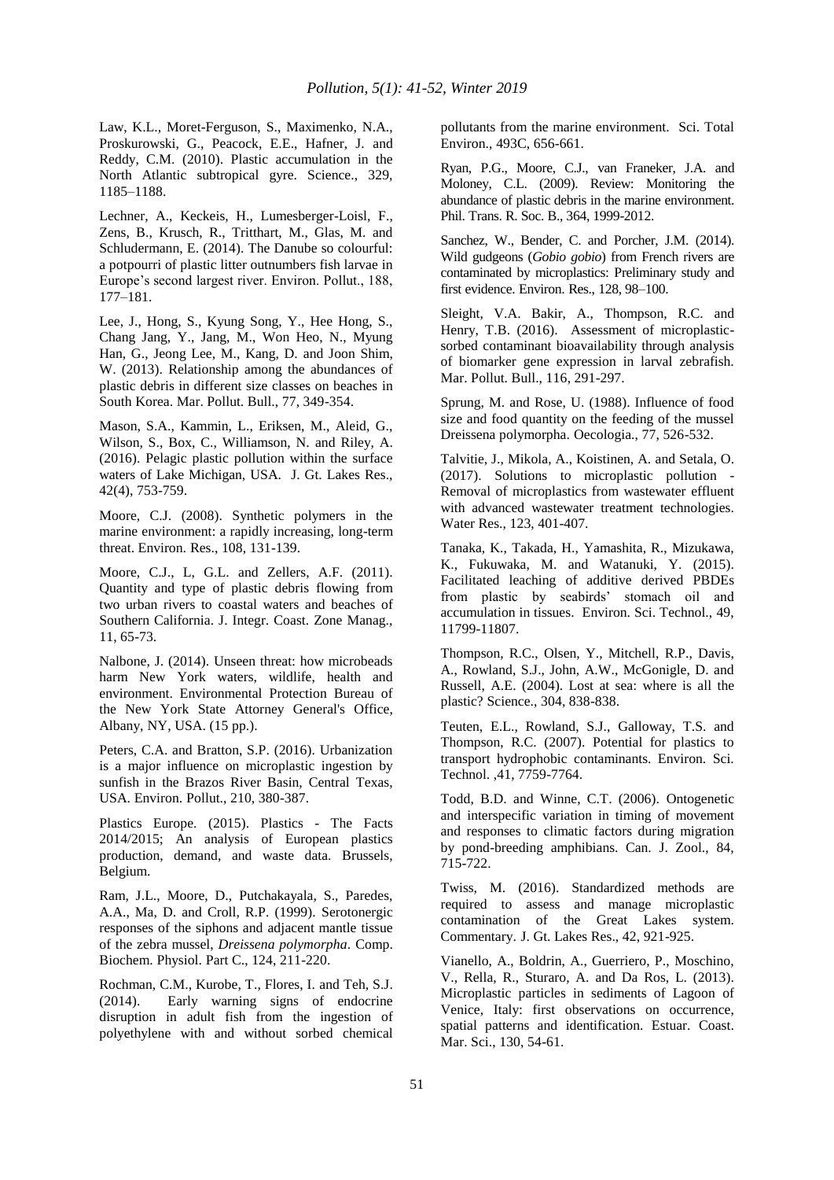Law, K.L., Moret-Ferguson, S., Maximenko, N.A., Proskurowski, G., Peacock, E.E., Hafner, J. and Reddy, C.M. (2010). Plastic accumulation in the North Atlantic subtropical gyre. Science., 329, 1185–1188.

Lechner, A., Keckeis, H., Lumesberger-Loisl, F., Zens, B., Krusch, R., Tritthart, M., Glas, M. and Schludermann, E. (2014). The Danube so colourful: a potpourri of plastic litter outnumbers fish larvae in Europe's second largest river. Environ. Pollut., 188, 177–181.

Lee, J., Hong, S., Kyung Song, Y., Hee Hong, S., Chang Jang, Y., Jang, M., Won Heo, N., Myung Han, G., Jeong Lee, M., Kang, D. and Joon Shim, W. (2013). Relationship among the abundances of plastic debris in different size classes on beaches in South Korea. Mar. Pollut. Bull., 77, 349-354.

Mason, S.A., Kammin, L., Eriksen, M., Aleid, G., Wilson, S., Box, C., Williamson, N. and Riley, A. (2016). Pelagic plastic pollution within the surface waters of Lake Michigan, USA. J. Gt. Lakes Res., 42(4), 753-759.

Moore, C.J. (2008). Synthetic polymers in the marine environment: a rapidly increasing, long-term threat. Environ. Res., 108, 131-139.

Moore, C.J., L, G.L. and Zellers, A.F. (2011). Quantity and type of plastic debris flowing from two urban rivers to coastal waters and beaches of Southern California. J. Integr. Coast. Zone Manag., 11, 65-73.

Nalbone, J. (2014). Unseen threat: how microbeads harm New York waters, wildlife, health and environment. Environmental Protection Bureau of the New York State Attorney General's Office, Albany, NY, USA. (15 pp.).

Peters, C.A. and Bratton, S.P. (2016). Urbanization is a major influence on microplastic ingestion by sunfish in the Brazos River Basin, Central Texas, USA. Environ. Pollut., 210, 380-387.

Plastics Europe. (2015). Plastics - The Facts 2014/2015; An analysis of European plastics production, demand, and waste data. Brussels, Belgium.

Ram, J.L., Moore, D., Putchakayala, S., Paredes, A.A., Ma, D. and Croll, R.P. (1999). Serotonergic responses of the siphons and adjacent mantle tissue of the zebra mussel, *Dreissena polymorpha*. Comp. Biochem. Physiol. Part C., 124, 211-220.

Rochman, C.M., Kurobe, T., Flores, I. and Teh, S.J. (2014). Early warning signs of endocrine disruption in adult fish from the ingestion of polyethylene with and without sorbed chemical pollutants from the marine environment. Sci. Total Environ., 493C, 656-661.

Ryan, P.G., Moore, C.J., van Franeker, J.A. and Moloney, C.L. (2009). Review: Monitoring the abundance of plastic debris in the marine environment. Phil. Trans. R. Soc. B., 364, 1999-2012.

Sanchez, W., Bender, C. and Porcher, J.M. (2014). Wild gudgeons (*Gobio gobio*) from French rivers are contaminated by microplastics: Preliminary study and first evidence. Environ. Res., 128, 98–100.

Sleight, V.A. Bakir, A., Thompson, R.C. and Henry, T.B. (2016). Assessment of microplastic-sorbed contaminant bioavailability through analysis of biomarker gene expression in larval zebrafish. Mar. Pollut. Bull., 116, 291-297.

Sprung, M. and Rose, U. (1988). Influence of food size and food quantity on the feeding of the mussel Dreissena polymorpha. Oecologia., 77, 526-532.

Talvitie, J., Mikola, A., Koistinen, A. and Setala, O. (2017). Solutions to microplastic pollution - Removal of microplastics from wastewater effluent with advanced wastewater treatment technologies. Water Res., 123, 401-407.

Tanaka, K., Takada, H., Yamashita, R., Mizukawa, K., Fukuwaka, M. and Watanuki, Y. (2015). Facilitated leaching of additive derived PBDEs from plastic by seabirds' stomach oil and accumulation in tissues. Environ. Sci. Technol., 49, 11799-11807.

Thompson, R.C., Olsen, Y., Mitchell, R.P., Davis, A., Rowland, S.J., John, A.W., McGonigle, D. and Russell, A.E. (2004). Lost at sea: where is all the plastic? Science., 304, 838-838.

Teuten, E.L., Rowland, S.J., Galloway, T.S. and Thompson, R.C. (2007). Potential for plastics to transport hydrophobic contaminants. Environ. Sci. Technol. ,41, 7759-7764.

Todd, B.D. and Winne, C.T. (2006). Ontogenetic and interspecific variation in timing of movement and responses to climatic factors during migration by pond-breeding amphibians. Can. J. Zool., 84, 715-722.

Twiss, M. (2016). Standardized methods are required to assess and manage microplastic contamination of the Great Lakes system. Commentary. J. Gt. Lakes Res., 42, 921-925.

Vianello, A., Boldrin, A., Guerriero, P., Moschino, V., Rella, R., Sturaro, A. and Da Ros, L. (2013). Microplastic particles in sediments of Lagoon of Venice, Italy: first observations on occurrence, spatial patterns and identification. Estuar. Coast. Mar. Sci., 130, 54-61.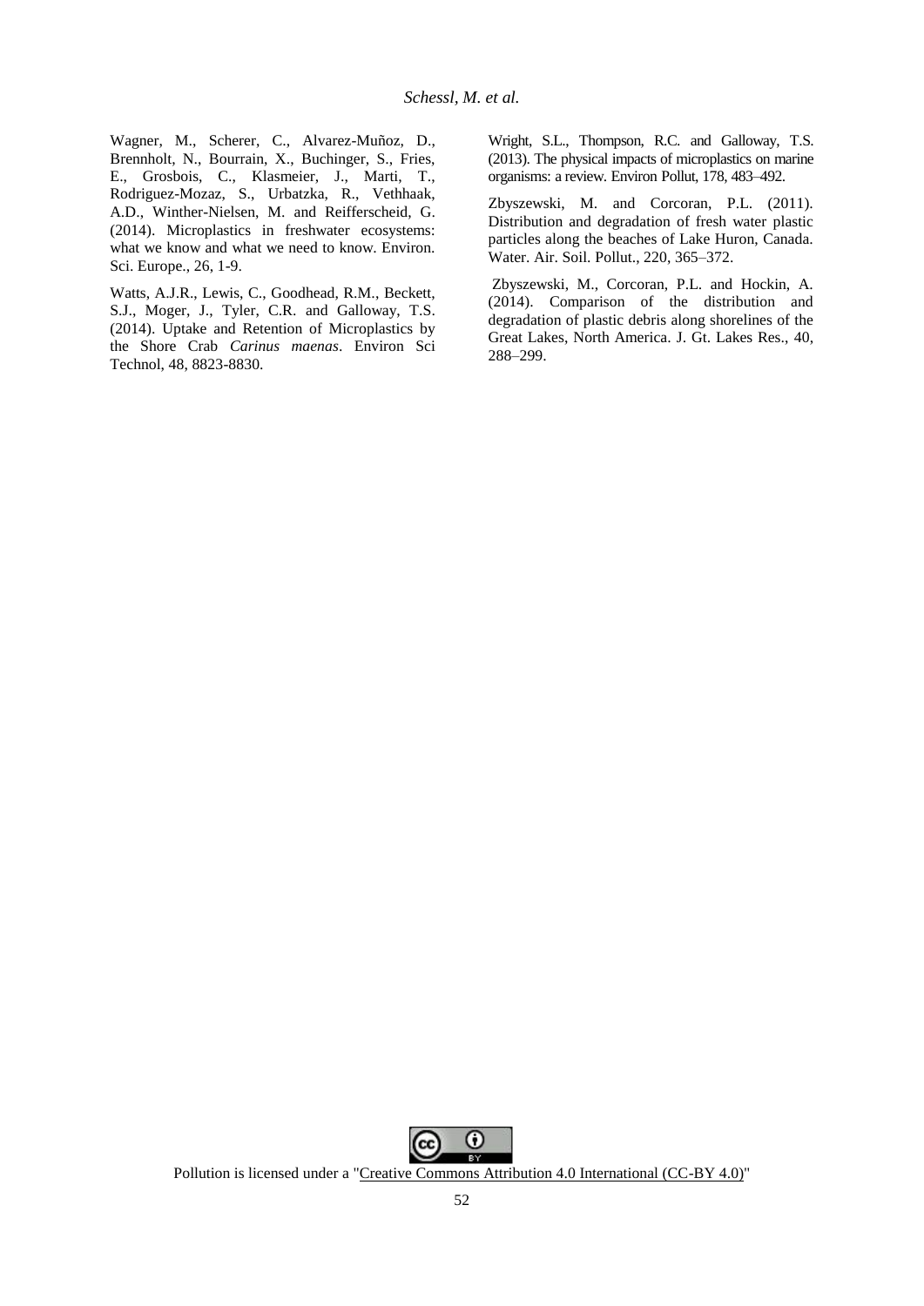Wagner, M., Scherer, C., Alvarez-Muñoz, D., Brennholt, N., Bourrain, X., Buchinger, S., Fries, E., Grosbois, C., Klasmeier, J., Marti, T., Rodriguez-Mozaz, S., Urbatzka, R., Vethhaak, A.D., Winther-Nielsen, M. and Reifferscheid, G. (2014). Microplastics in freshwater ecosystems: what we know and what we need to know. Environ. Sci. Europe., 26, 1-9.

Watts, A.J.R., Lewis, C., Goodhead, R.M., Beckett, S.J., Moger, J., Tyler, C.R. and Galloway, T.S. (2014). Uptake and Retention of Microplastics by the Shore Crab *Carinus maenas*. Environ Sci Technol, 48, 8823-8830.

Wright, S.L., Thompson, R.C. and Galloway, T.S. (2013). The physical impacts of microplastics on marine organisms: a review. Environ Pollut, 178, 483–492.

Zbyszewski, M. and Corcoran, P.L. (2011). Distribution and degradation of fresh water plastic particles along the beaches of Lake Huron, Canada. Water. Air. Soil. Pollut., 220, 365–372.

Zbyszewski, M., Corcoran, P.L. and Hockin, A. (2014). Comparison of the distribution and degradation of plastic debris along shorelines of the Great Lakes, North America. J. Gt. Lakes Res., 40, 288–299.

Pollution is licensed under a "Creative Commons Attribution 4.0 International (CC-BY 4.0)"